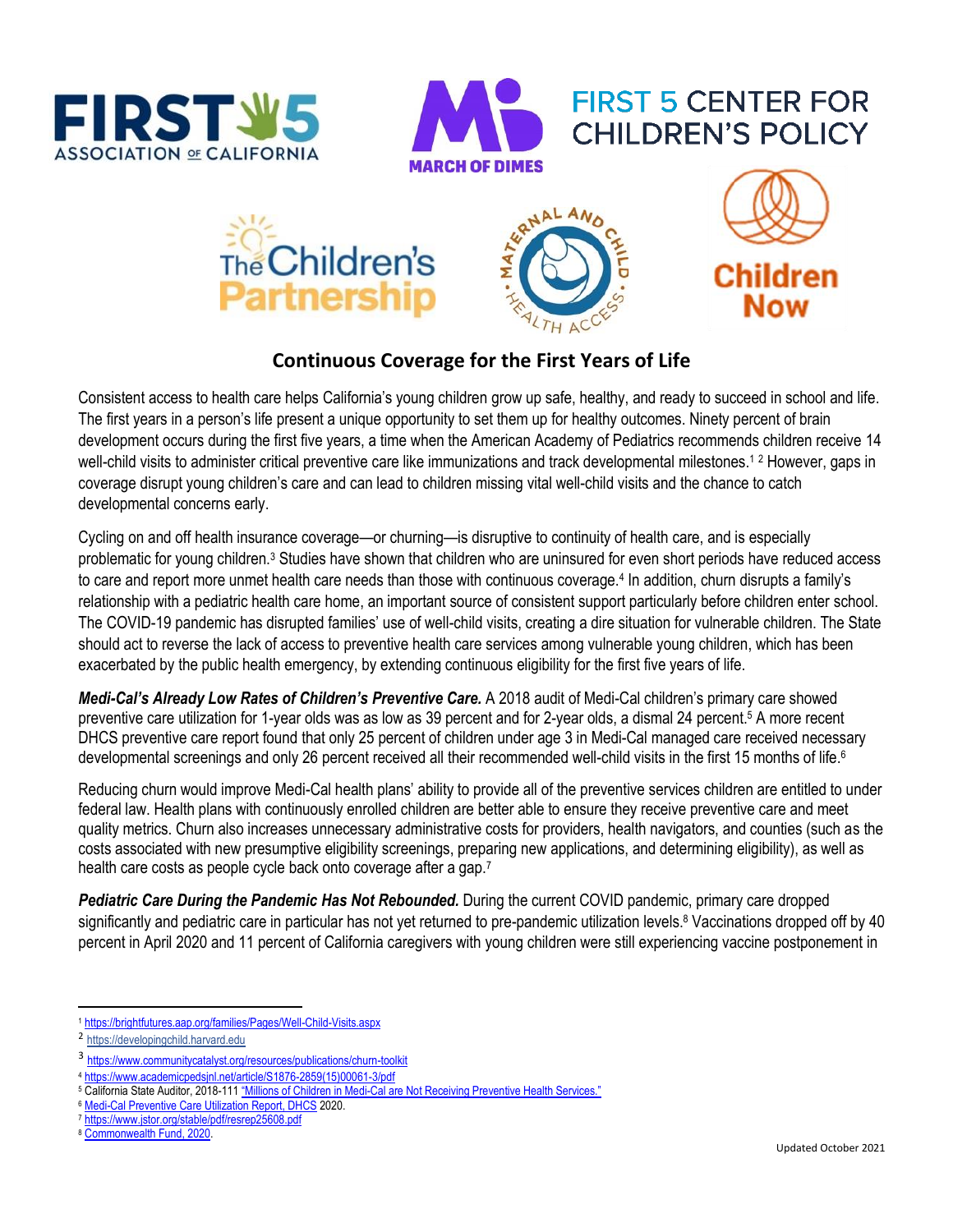# Continuous Coverage for the First Years of Life

Consistent access to health care helps California's young children grow up safe, healthy, and ready to succeed in school and life. The first years in a person's life present a unique opportunity to set them up for healthy outcomes. Ninety percent of brain development occurs during the first five years, a time when the American Academy of Pediatrics recommends children receive 14 well-child visits to administer critical preventive care like immunizations and track developmental milestones.[1] [2] However, gaps in coverage disrupt young children's care and can lead to children missing vital well-child visits and the chance to catch developmental concerns early.

Cycling on and off health insurance coverage—or churning—is disruptive to continuity of health care, and is especially problematic for young children.[3] Studies have shown that children who are uninsured for even short periods have reduced access to care and report more unmet health care needs than those with continuous coverage.[4] In addition, churn disrupts a family's relationship with a pediatric health care home, an important source of consistent support particularly before children enter school. The COVID-19 pandemic has disrupted families' use of well-child visits, creating a dire situation for vulnerable children. The State should act to reverse the lack of access to preventive health care services among vulnerable young children, which has been exacerbated by the public health emergency, by extending continuous eligibility for the first five years of life.

***Medi-Cal's Already Low Rates of Children's Preventive Care.*** A 2018 audit of Medi-Cal children's primary care showed preventive care utilization for 1-year olds was as low as 39 percent and for 2-year olds, a dismal 24 percent.[5] A more recent DHCS preventive care report found that only 25 percent of children under age 3 in Medi-Cal managed care received necessary developmental screenings and only 26 percent received all their recommended well-child visits in the first 15 months of life.[6]

Reducing churn would improve Medi-Cal health plans' ability to provide all of the preventive services children are entitled to under federal law. Health plans with continuously enrolled children are better able to ensure they receive preventive care and meet quality metrics. Churn also increases unnecessary administrative costs for providers, health navigators, and counties (such as the costs associated with new presumptive eligibility screenings, preparing new applications, and determining eligibility), as well as health care costs as people cycle back onto coverage after a gap.[7]

***Pediatric Care During the Pandemic Has Not Rebounded.*** During the current COVID pandemic, primary care dropped significantly and pediatric care in particular has not yet returned to pre-pandemic utilization levels.[8] Vaccinations dropped off by 40 percent in April 2020 and 11 percent of California caregivers with young children were still experiencing vaccine postponement in

---

[1] https://brightfutures.aap.org/families/Pages/Well-Child-Visits.aspx

[2] https://developingchild.harvard.edu

[3] https://www.communitycatalyst.org/resources/publications/churn-toolkit

[4] https://www.academicpedsjnl.net/article/S1876-2859(15)00061-3/pdf

[5] California State Auditor, 2018-111 "Millions of Children in Medi-Cal are Not Receiving Preventive Health Services."

[6] Medi-Cal Preventive Care Utilization Report, DHCS 2020.

[7] https://www.jstor.org/stable/pdf/resrep25608.pdf

[8] Commonwealth Fund, 2020.

Updated October 2021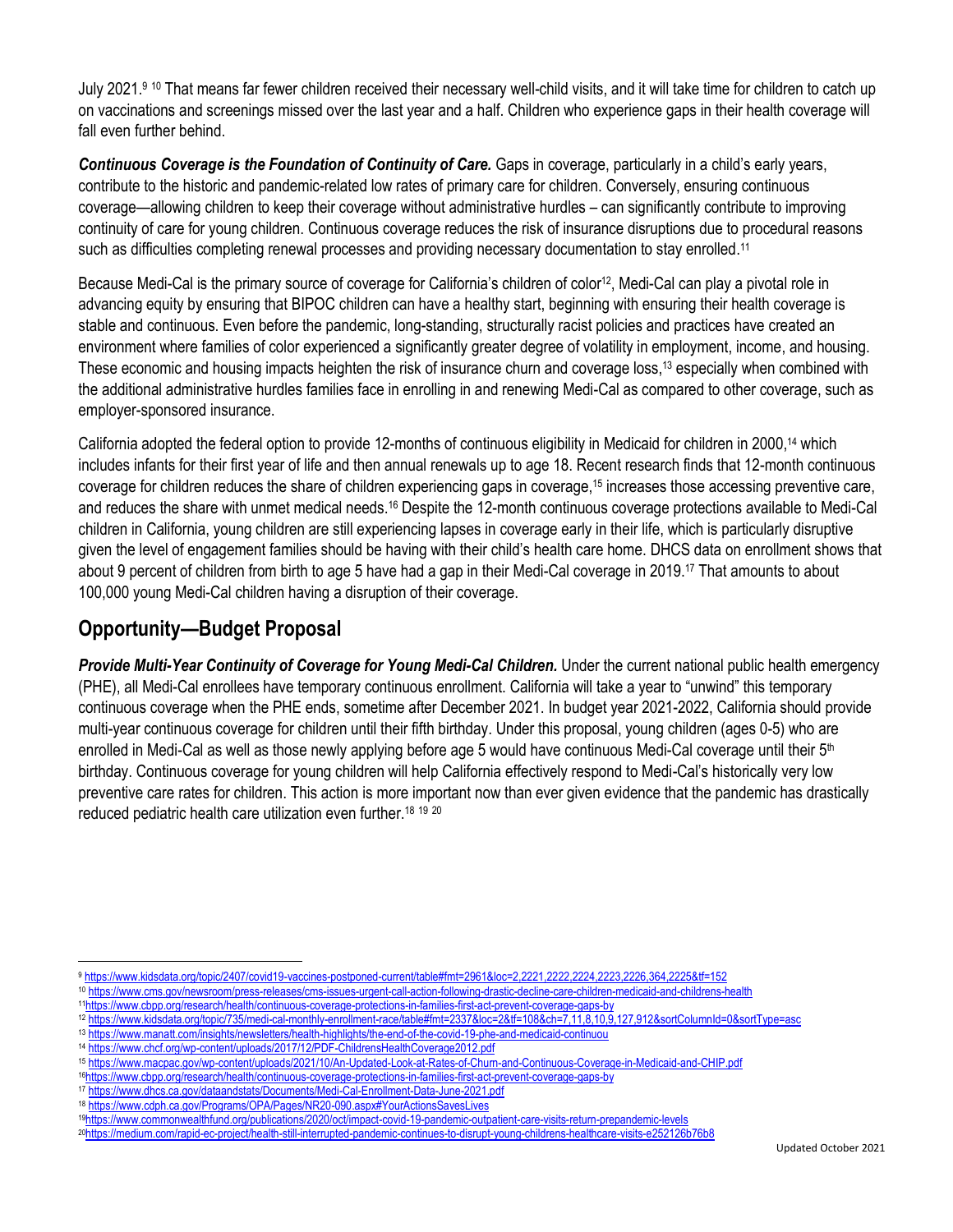July 2021.[9] [10] That means far fewer children received their necessary well-child visits, and it will take time for children to catch up on vaccinations and screenings missed over the last year and a half. Children who experience gaps in their health coverage will fall even further behind.

***Continuous Coverage is the Foundation of Continuity of Care.*** Gaps in coverage, particularly in a child's early years, contribute to the historic and pandemic-related low rates of primary care for children. Conversely, ensuring continuous coverage—allowing children to keep their coverage without administrative hurdles – can significantly contribute to improving continuity of care for young children. Continuous coverage reduces the risk of insurance disruptions due to procedural reasons such as difficulties completing renewal processes and providing necessary documentation to stay enrolled.[11]

Because Medi-Cal is the primary source of coverage for California's children of color[12], Medi-Cal can play a pivotal role in advancing equity by ensuring that BIPOC children can have a healthy start, beginning with ensuring their health coverage is stable and continuous. Even before the pandemic, long-standing, structurally racist policies and practices have created an environment where families of color experienced a significantly greater degree of volatility in employment, income, and housing. These economic and housing impacts heighten the risk of insurance churn and coverage loss,[13] especially when combined with the additional administrative hurdles families face in enrolling in and renewing Medi-Cal as compared to other coverage, such as employer-sponsored insurance.

California adopted the federal option to provide 12-months of continuous eligibility in Medicaid for children in 2000,[14] which includes infants for their first year of life and then annual renewals up to age 18. Recent research finds that 12-month continuous coverage for children reduces the share of children experiencing gaps in coverage,[15] increases those accessing preventive care, and reduces the share with unmet medical needs.[16] Despite the 12-month continuous coverage protections available to Medi-Cal children in California, young children are still experiencing lapses in coverage early in their life, which is particularly disruptive given the level of engagement families should be having with their child's health care home. DHCS data on enrollment shows that about 9 percent of children from birth to age 5 have had a gap in their Medi-Cal coverage in 2019.[17] That amounts to about 100,000 young Medi-Cal children having a disruption of their coverage.

## Opportunity—Budget Proposal

***Provide Multi-Year Continuity of Coverage for Young Medi-Cal Children.*** Under the current national public health emergency (PHE), all Medi-Cal enrollees have temporary continuous enrollment. California will take a year to "unwind" this temporary continuous coverage when the PHE ends, sometime after December 2021. In budget year 2021-2022, California should provide multi-year continuous coverage for children until their fifth birthday. Under this proposal, young children (ages 0-5) who are enrolled in Medi-Cal as well as those newly applying before age 5 would have continuous Medi-Cal coverage until their 5th birthday. Continuous coverage for young children will help California effectively respond to Medi-Cal's historically very low preventive care rates for children. This action is more important now than ever given evidence that the pandemic has drastically reduced pediatric health care utilization even further.[18] [19] [20]

---

[9] https://www.kidsdata.org/topic/2407/covid19-vaccines-postponed-current/table#fmt=2961&loc=2,2221,2222,2224,2223,2226,364,2225&tf=152
[10] https://www.cms.gov/newsroom/press-releases/cms-issues-urgent-call-action-following-drastic-decline-care-children-medicaid-and-childrens-health
[11] https://www.cbpp.org/research/health/continuous-coverage-protections-in-families-first-act-prevent-coverage-gaps-by
[12] https://www.kidsdata.org/topic/735/medi-cal-monthly-enrollment-race/table#fmt=2337&loc=2&tf=108&ch=7,11,8,10,9,127,912&sortColumnId=0&sortType=asc
[13] https://www.manatt.com/insights/newsletters/health-highlights/the-end-of-the-covid-19-phe-and-medicaid-continuou
[14] https://www.chcf.org/wp-content/uploads/2017/12/PDF-ChildrensHealthCoverage2012.pdf
[15] https://www.macpac.gov/wp-content/uploads/2021/10/An-Updated-Look-at-Rates-of-Churn-and-Continuous-Coverage-in-Medicaid-and-CHIP.pdf
[16] https://www.cbpp.org/research/health/continuous-coverage-protections-in-families-first-act-prevent-coverage-gaps-by
[17] https://www.dhcs.ca.gov/dataandstats/Documents/Medi-Cal-Enrollment-Data-June-2021.pdf
[18] https://www.cdph.ca.gov/Programs/OPA/Pages/NR20-090.aspx#YourActionsSavesLives
[19] https://www.commonwealthfund.org/publications/2020/oct/impact-covid-19-pandemic-outpatient-care-visits-return-prepandemic-levels
[20] https://medium.com/rapid-ec-project/health-still-interrupted-pandemic-continues-to-disrupt-young-childrens-healthcare-visits-e252126b76b8

Updated October 2021